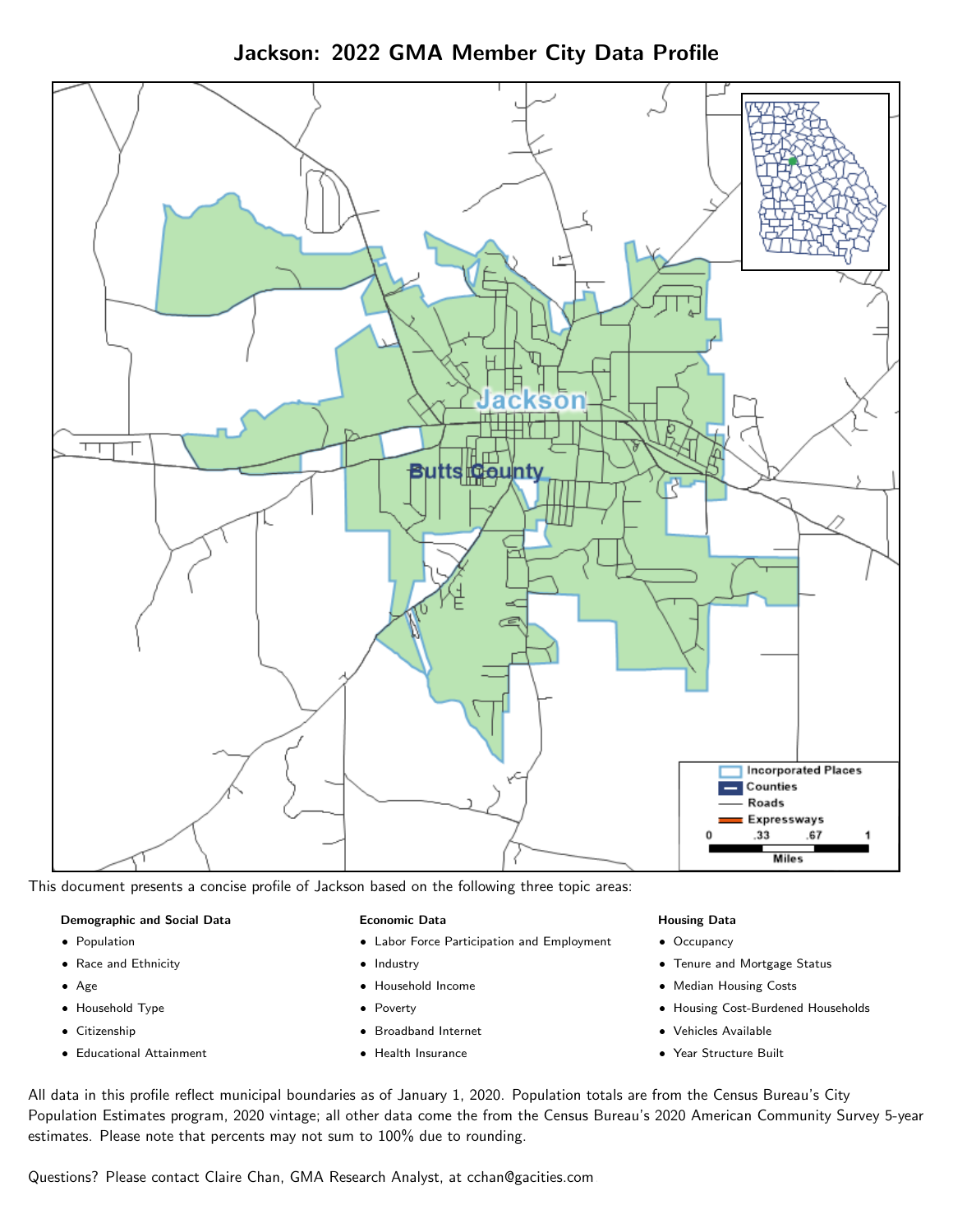# Jackson: 2022 GMA Member City Data Profile

This document presents a concise profile of Jackson based on the following three topic areas:

**Demographic and Social Data**

- Population
- Race and Ethnicity
- Age
- Household Type
- Citizenship
- Educational Attainment

**Economic Data**

- Labor Force Participation and Employment
- Industry
- Household Income
- Poverty
- Broadband Internet
- Health Insurance

**Housing Data**

- Occupancy
- Tenure and Mortgage Status
- Median Housing Costs
- Housing Cost-Burdened Households
- Vehicles Available
- Year Structure Built

All data in this profile reflect municipal boundaries as of January 1, 2020. Population totals are from the Census Bureau's City Population Estimates program, 2020 vintage; all other data come the from the Census Bureau's 2020 American Community Survey 5-year estimates. Please note that percents may not sum to 100% due to rounding.

Questions? Please contact Claire Chan, GMA Research Analyst, at cchan@gacities.com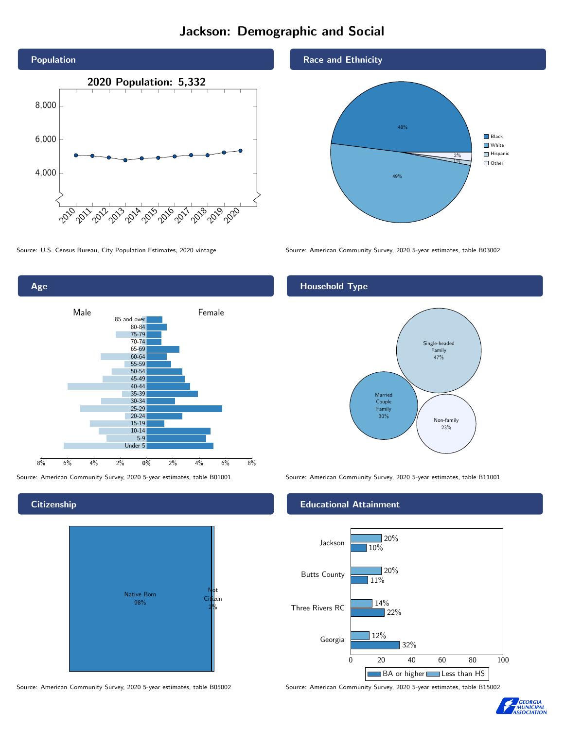# Jackson: Demographic and Social

## Population

2020 Population: 5,332

Source: U.S. Census Bureau, City Population Estimates, 2020 vintage

## Race and Ethnicity

| Race/Ethnicity | Percent |
| --- | --- |
| Black | 48% |
| White | 49% |
| Hispanic | 1% |
| Other | 2% |

Source: American Community Survey, 2020 5-year estimates, table B03002

## Age

Male / Female

Age groups: 85 and over, 80-84, 75-79, 70-74, 65-69, 60-64, 55-59, 50-54, 45-49, 40-44, 35-39, 30-34, 25-29, 20-24, 15-19, 10-14, 5-9, Under 5

Source: American Community Survey, 2020 5-year estimates, table B01001

## Household Type

| Household Type | Percent |
| --- | --- |
| Single-headed Family | 47% |
| Married Couple Family | 30% |
| Non-family | 23% |

Source: American Community Survey, 2020 5-year estimates, table B11001

## Citizenship

| Status | Percent |
| --- | --- |
| Native Born | 98% |
| Not Citizen | 2% |

Source: American Community Survey, 2020 5-year estimates, table B05002

## Educational Attainment

| Area | Less than HS | BA or higher |
| --- | --- | --- |
| Jackson | 20% | 10% |
| Butts County | 20% | 11% |
| Three Rivers RC | 14% | 22% |
| Georgia | 12% | 32% |

Source: American Community Survey, 2020 5-year estimates, table B15002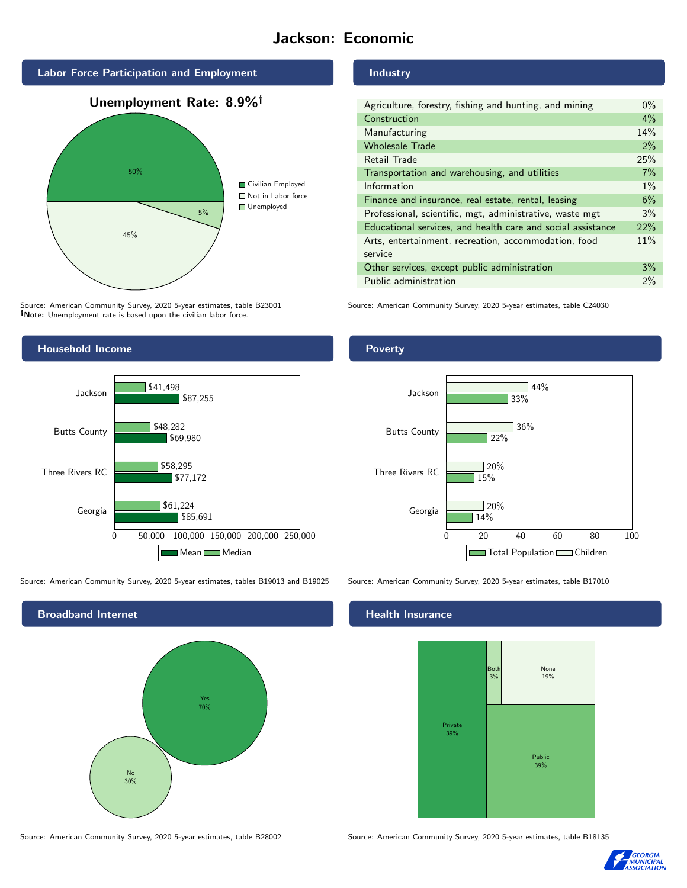# Jackson: Economic

## Labor Force Participation and Employment

**Unemployment Rate: 8.9%†**

| Category | Percent |
|---|---|
| Civilian Employed | 50% |
| Not in Labor force | 45% |
| Unemployed | 5% |

Source: American Community Survey, 2020 5-year estimates, table B23001
**†Note:** Unemployment rate is based upon the civilian labor force.

## Industry

| Industry | Percent |
|---|---|
| Agriculture, forestry, fishing and hunting, and mining | 0% |
| Construction | 4% |
| Manufacturing | 14% |
| Wholesale Trade | 2% |
| Retail Trade | 25% |
| Transportation and warehousing, and utilities | 7% |
| Information | 1% |
| Finance and insurance, real estate, rental, leasing | 6% |
| Professional, scientific, mgt, administrative, waste mgt | 3% |
| Educational services, and health care and social assistance | 22% |
| Arts, entertainment, recreation, accommodation, food service | 11% |
| Other services, except public administration | 3% |
| Public administration | 2% |

Source: American Community Survey, 2020 5-year estimates, table C24030

## Household Income

| | Median | Mean |
|---|---|---|
| Jackson | $41,498 | $87,255 |
| Butts County | $48,282 | $69,980 |
| Three Rivers RC | $58,295 | $77,172 |
| Georgia | $61,224 | $85,691 |

Source: American Community Survey, 2020 5-year estimates, tables B19013 and B19025

## Poverty

| | Children | Total Population |
|---|---|---|
| Jackson | 44% | 33% |
| Butts County | 36% | 22% |
| Three Rivers RC | 20% | 15% |
| Georgia | 20% | 14% |

Source: American Community Survey, 2020 5-year estimates, table B17010

## Broadband Internet

| | Percent |
|---|---|
| Yes | 70% |
| No | 30% |

Source: American Community Survey, 2020 5-year estimates, table B28002

## Health Insurance

| | Percent |
|---|---|
| Private | 39% |
| Public | 39% |
| Both | 3% |
| None | 19% |

Source: American Community Survey, 2020 5-year estimates, table B18135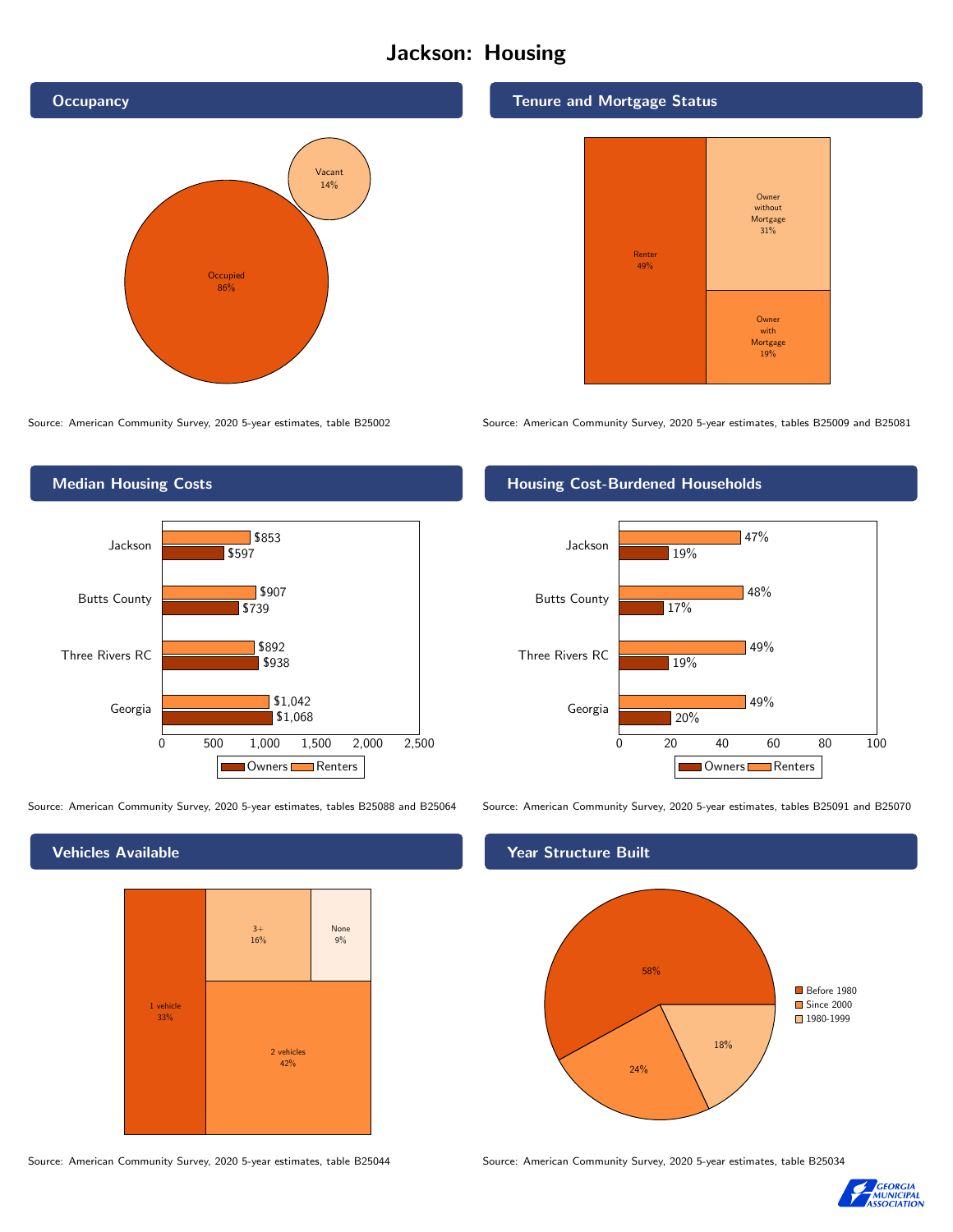# Jackson: Housing

## Occupancy

Vacant
14%

Occupied
86%

Source: American Community Survey, 2020 5-year estimates, table B25002

## Tenure and Mortgage Status

Renter
49%

Owner
without
Mortgage
31%

Owner
with
Mortgage
19%

Source: American Community Survey, 2020 5-year estimates, tables B25009 and B25081

## Median Housing Costs

Jackson
$853
$597

Butts County
$907
$739

Three Rivers RC
$892
$938

Georgia
$1,042
$1,068

0 500 1,000 1,500 2,000 2,500

Owners Renters

Source: American Community Survey, 2020 5-year estimates, tables B25088 and B25064

## Housing Cost-Burdened Households

Jackson
47%
19%

Butts County
48%
17%

Three Rivers RC
49%
19%

Georgia
49%
20%

0 20 40 60 80 100

Owners Renters

Source: American Community Survey, 2020 5-year estimates, tables B25091 and B25070

## Vehicles Available

1 vehicle
33%

3+
16%

None
9%

2 vehicles
42%

Source: American Community Survey, 2020 5-year estimates, table B25044

## Year Structure Built

58%

24%

18%

Before 1980
Since 2000
1980-1999

Source: American Community Survey, 2020 5-year estimates, table B25034

GEORGIA MUNICIPAL ASSOCIATION